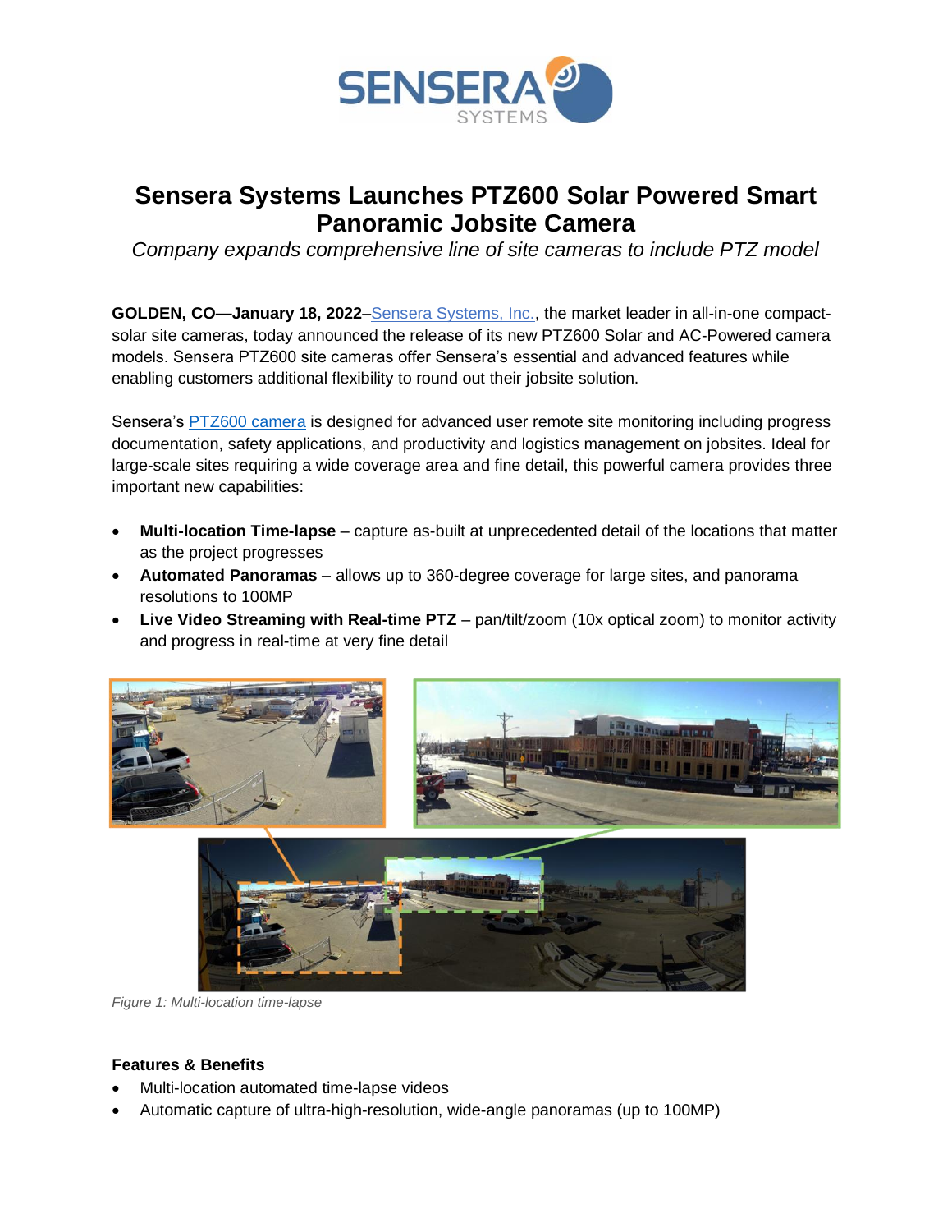# Sensera Systems Launches PTZ600 Solar Powered Smart Panoramic Jobsite Camera

*Company expands comprehensive line of site cameras to include PTZ model*

**GOLDEN, CO—January 18, 2022**–Sensera Systems, Inc., the market leader in all-in-one compact-solar site cameras, today announced the release of its new PTZ600 Solar and AC-Powered camera models. Sensera PTZ600 site cameras offer Sensera's essential and advanced features while enabling customers additional flexibility to round out their jobsite solution.

Sensera's PTZ600 camera is designed for advanced user remote site monitoring including progress documentation, safety applications, and productivity and logistics management on jobsites. Ideal for large-scale sites requiring a wide coverage area and fine detail, this powerful camera provides three important new capabilities:

- **Multi-location Time-lapse** – capture as-built at unprecedented detail of the locations that matter as the project progresses
- **Automated Panoramas** – allows up to 360-degree coverage for large sites, and panorama resolutions to 100MP
- **Live Video Streaming with Real-time PTZ** – pan/tilt/zoom (10x optical zoom) to monitor activity and progress in real-time at very fine detail

*Figure 1: Multi-location time-lapse*

**Features & Benefits**

- Multi-location automated time-lapse videos
- Automatic capture of ultra-high-resolution, wide-angle panoramas (up to 100MP)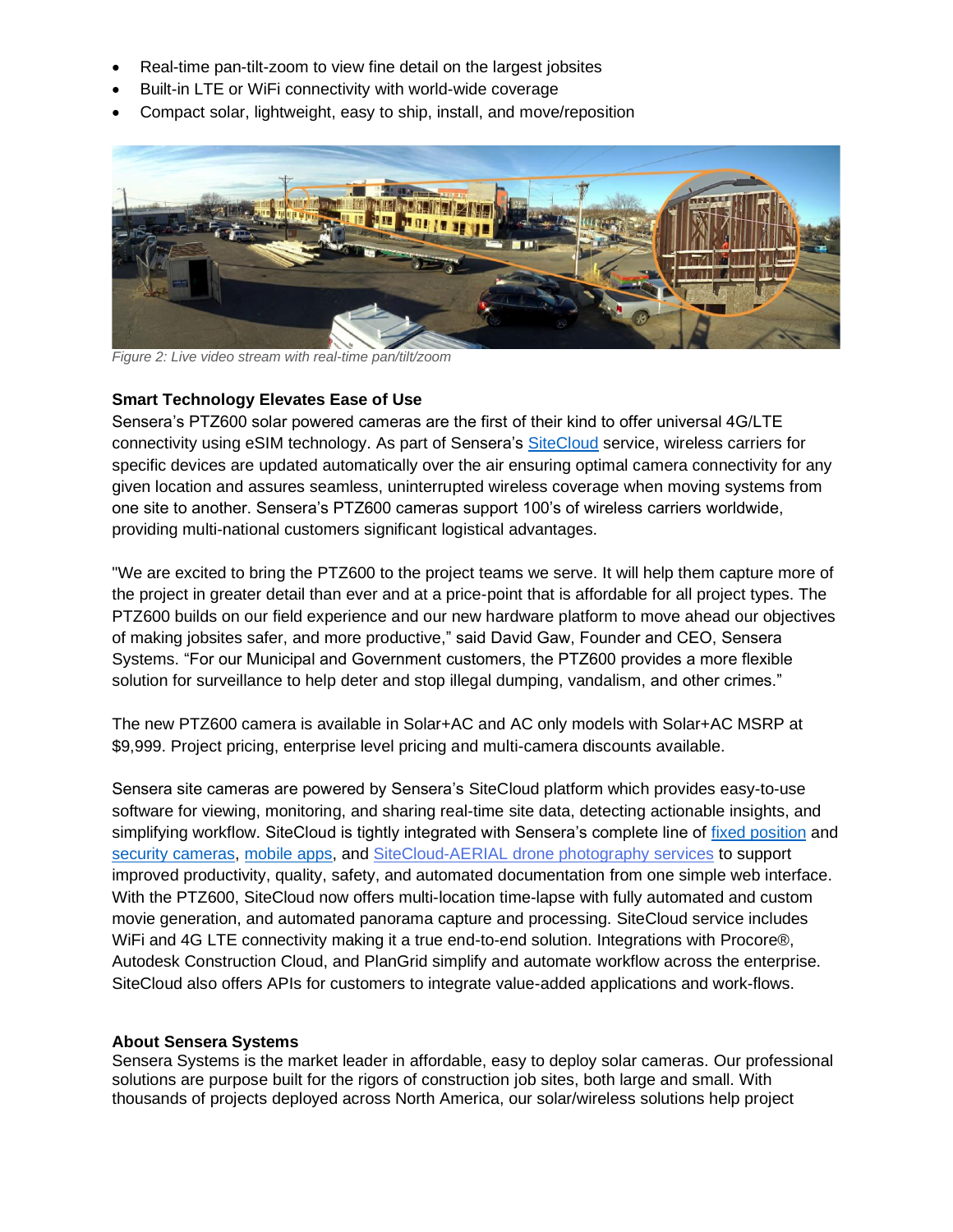- Real-time pan-tilt-zoom to view fine detail on the largest jobsites
- Built-in LTE or WiFi connectivity with world-wide coverage
- Compact solar, lightweight, easy to ship, install, and move/reposition

*Figure 2: Live video stream with real-time pan/tilt/zoom*

**Smart Technology Elevates Ease of Use**

Sensera's PTZ600 solar powered cameras are the first of their kind to offer universal 4G/LTE connectivity using eSIM technology. As part of Sensera's SiteCloud service, wireless carriers for specific devices are updated automatically over the air ensuring optimal camera connectivity for any given location and assures seamless, uninterrupted wireless coverage when moving systems from one site to another. Sensera's PTZ600 cameras support 100's of wireless carriers worldwide, providing multi-national customers significant logistical advantages.

"We are excited to bring the PTZ600 to the project teams we serve. It will help them capture more of the project in greater detail than ever and at a price-point that is affordable for all project types. The PTZ600 builds on our field experience and our new hardware platform to move ahead our objectives of making jobsites safer, and more productive," said David Gaw, Founder and CEO, Sensera Systems. "For our Municipal and Government customers, the PTZ600 provides a more flexible solution for surveillance to help deter and stop illegal dumping, vandalism, and other crimes."

The new PTZ600 camera is available in Solar+AC and AC only models with Solar+AC MSRP at $9,999. Project pricing, enterprise level pricing and multi-camera discounts available.

Sensera site cameras are powered by Sensera's SiteCloud platform which provides easy-to-use software for viewing, monitoring, and sharing real-time site data, detecting actionable insights, and simplifying workflow. SiteCloud is tightly integrated with Sensera's complete line of fixed position and security cameras, mobile apps, and SiteCloud-AERIAL drone photography services to support improved productivity, quality, safety, and automated documentation from one simple web interface. With the PTZ600, SiteCloud now offers multi-location time-lapse with fully automated and custom movie generation, and automated panorama capture and processing. SiteCloud service includes WiFi and 4G LTE connectivity making it a true end-to-end solution. Integrations with Procore®, Autodesk Construction Cloud, and PlanGrid simplify and automate workflow across the enterprise. SiteCloud also offers APIs for customers to integrate value-added applications and work-flows.

**About Sensera Systems**

Sensera Systems is the market leader in affordable, easy to deploy solar cameras. Our professional solutions are purpose built for the rigors of construction job sites, both large and small. With thousands of projects deployed across North America, our solar/wireless solutions help project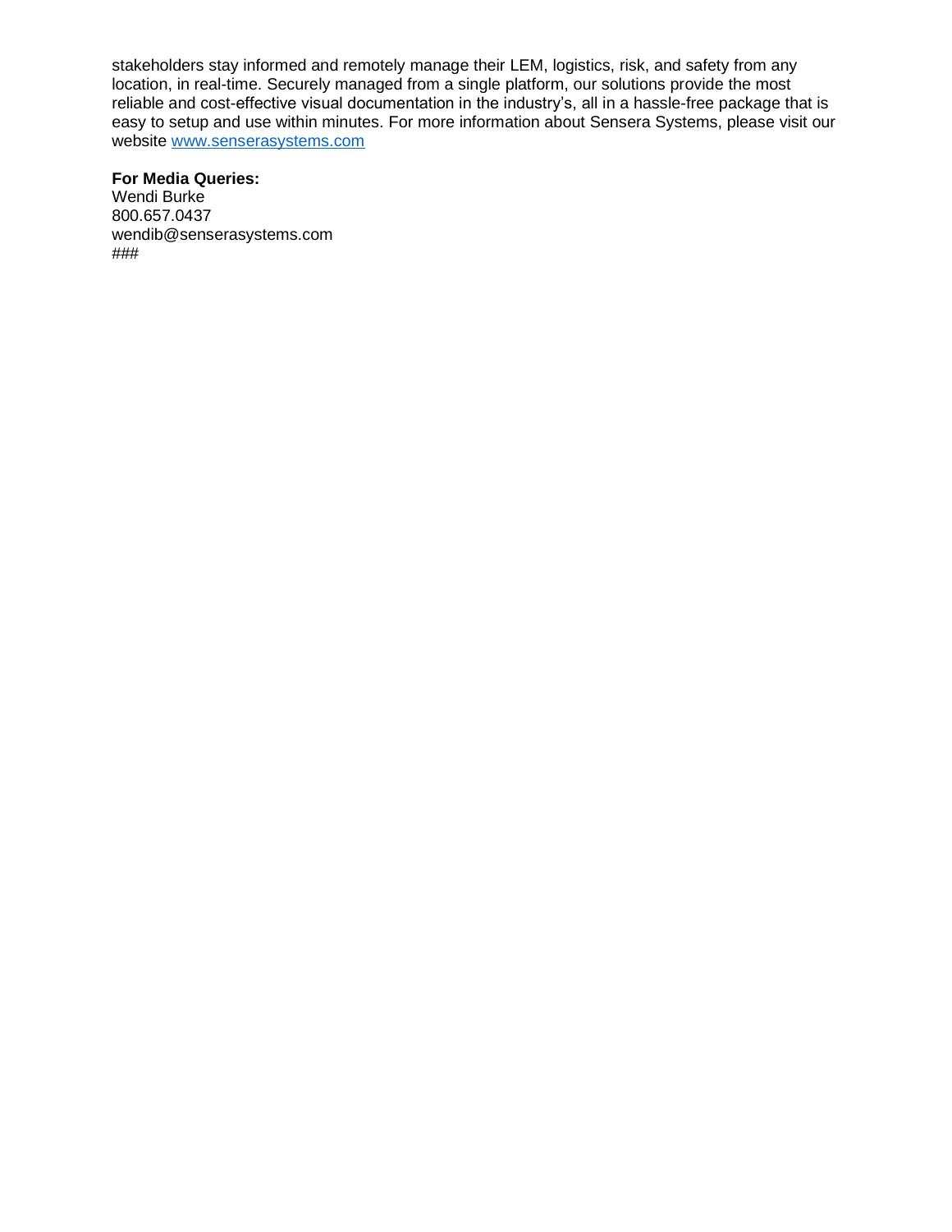stakeholders stay informed and remotely manage their LEM, logistics, risk, and safety from any location, in real-time. Securely managed from a single platform, our solutions provide the most reliable and cost-effective visual documentation in the industry's, all in a hassle-free package that is easy to setup and use within minutes. For more information about Sensera Systems, please visit our website [www.senserasystems.com](http://www.senserasystems.com)

**For Media Queries:**
Wendi Burke
800.657.0437
wendib@senserasystems.com
###